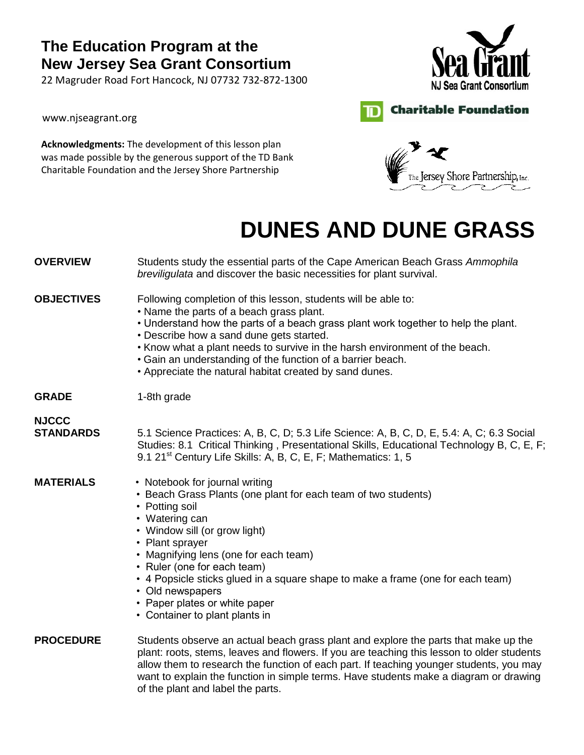**The Education Program at the New Jersey Sea Grant Consortium**

22 Magruder Road Fort Hancock, NJ 07732 732-872-1300

www.njseagrant.org

**Acknowledgments:** The development of this lesson plan was made possible by the generous support of the TD Bank Charitable Foundation and the Jersey Shore Partnership

# DUNES AND DUNE GRASS

**OVERVIEW**

Students study the essential parts of the Cape American Beach Grass *Ammophila breviligulata* and discover the basic necessities for plant survival.

**OBJECTIVES**

Following completion of this lesson, students will be able to:

- Name the parts of a beach grass plant.
- Understand how the parts of a beach grass plant work together to help the plant.
- Describe how a sand dune gets started.
- Know what a plant needs to survive in the harsh environment of the beach.
- Gain an understanding of the function of a barrier beach.
- Appreciate the natural habitat created by sand dunes.

**GRADE**

1-8th grade

**NJCCC STANDARDS**

5.1 Science Practices: A, B, C, D; 5.3 Life Science: A, B, C, D, E, 5.4: A, C; 6.3 Social Studies: 8.1 Critical Thinking , Presentational Skills, Educational Technology B, C, E, F; 9.1 21st Century Life Skills: A, B, C, E, F; Mathematics: 1, 5

**MATERIALS**

- Notebook for journal writing
- Beach Grass Plants (one plant for each team of two students)
- Potting soil
- Watering can
- Window sill (or grow light)
- Plant sprayer
- Magnifying lens (one for each team)
- Ruler (one for each team)
- 4 Popsicle sticks glued in a square shape to make a frame (one for each team)
- Old newspapers
- Paper plates or white paper
- Container to plant plants in

**PROCEDURE**

Students observe an actual beach grass plant and explore the parts that make up the plant: roots, stems, leaves and flowers. If you are teaching this lesson to older students allow them to research the function of each part. If teaching younger students, you may want to explain the function in simple terms. Have students make a diagram or drawing of the plant and label the parts.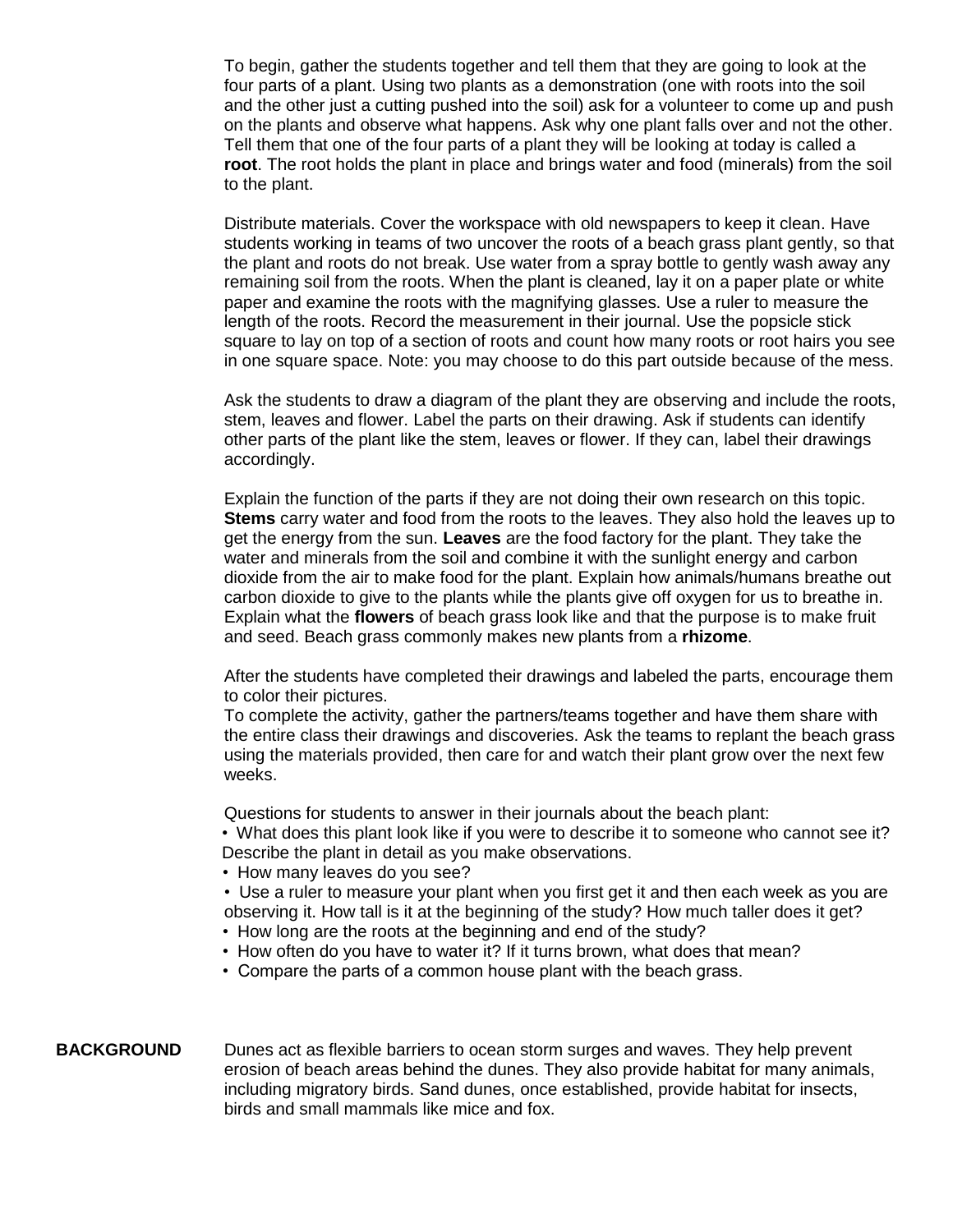To begin, gather the students together and tell them that they are going to look at the four parts of a plant. Using two plants as a demonstration (one with roots into the soil and the other just a cutting pushed into the soil) ask for a volunteer to come up and push on the plants and observe what happens. Ask why one plant falls over and not the other. Tell them that one of the four parts of a plant they will be looking at today is called a **root**. The root holds the plant in place and brings water and food (minerals) from the soil to the plant.

Distribute materials. Cover the workspace with old newspapers to keep it clean. Have students working in teams of two uncover the roots of a beach grass plant gently, so that the plant and roots do not break. Use water from a spray bottle to gently wash away any remaining soil from the roots. When the plant is cleaned, lay it on a paper plate or white paper and examine the roots with the magnifying glasses. Use a ruler to measure the length of the roots. Record the measurement in their journal. Use the popsicle stick square to lay on top of a section of roots and count how many roots or root hairs you see in one square space. Note: you may choose to do this part outside because of the mess.

Ask the students to draw a diagram of the plant they are observing and include the roots, stem, leaves and flower. Label the parts on their drawing. Ask if students can identify other parts of the plant like the stem, leaves or flower. If they can, label their drawings accordingly.

Explain the function of the parts if they are not doing their own research on this topic. **Stems** carry water and food from the roots to the leaves. They also hold the leaves up to get the energy from the sun. **Leaves** are the food factory for the plant. They take the water and minerals from the soil and combine it with the sunlight energy and carbon dioxide from the air to make food for the plant. Explain how animals/humans breathe out carbon dioxide to give to the plants while the plants give off oxygen for us to breathe in. Explain what the **flowers** of beach grass look like and that the purpose is to make fruit and seed. Beach grass commonly makes new plants from a **rhizome**.

After the students have completed their drawings and labeled the parts, encourage them to color their pictures.
To complete the activity, gather the partners/teams together and have them share with the entire class their drawings and discoveries. Ask the teams to replant the beach grass using the materials provided, then care for and watch their plant grow over the next few weeks.

Questions for students to answer in their journals about the beach plant:

- What does this plant look like if you were to describe it to someone who cannot see it? Describe the plant in detail as you make observations.
- How many leaves do you see?
- Use a ruler to measure your plant when you first get it and then each week as you are observing it. How tall is it at the beginning of the study? How much taller does it get?
- How long are the roots at the beginning and end of the study?
- How often do you have to water it? If it turns brown, what does that mean?
- Compare the parts of a common house plant with the beach grass.

**BACKGROUND**

Dunes act as flexible barriers to ocean storm surges and waves. They help prevent erosion of beach areas behind the dunes. They also provide habitat for many animals, including migratory birds. Sand dunes, once established, provide habitat for insects, birds and small mammals like mice and fox.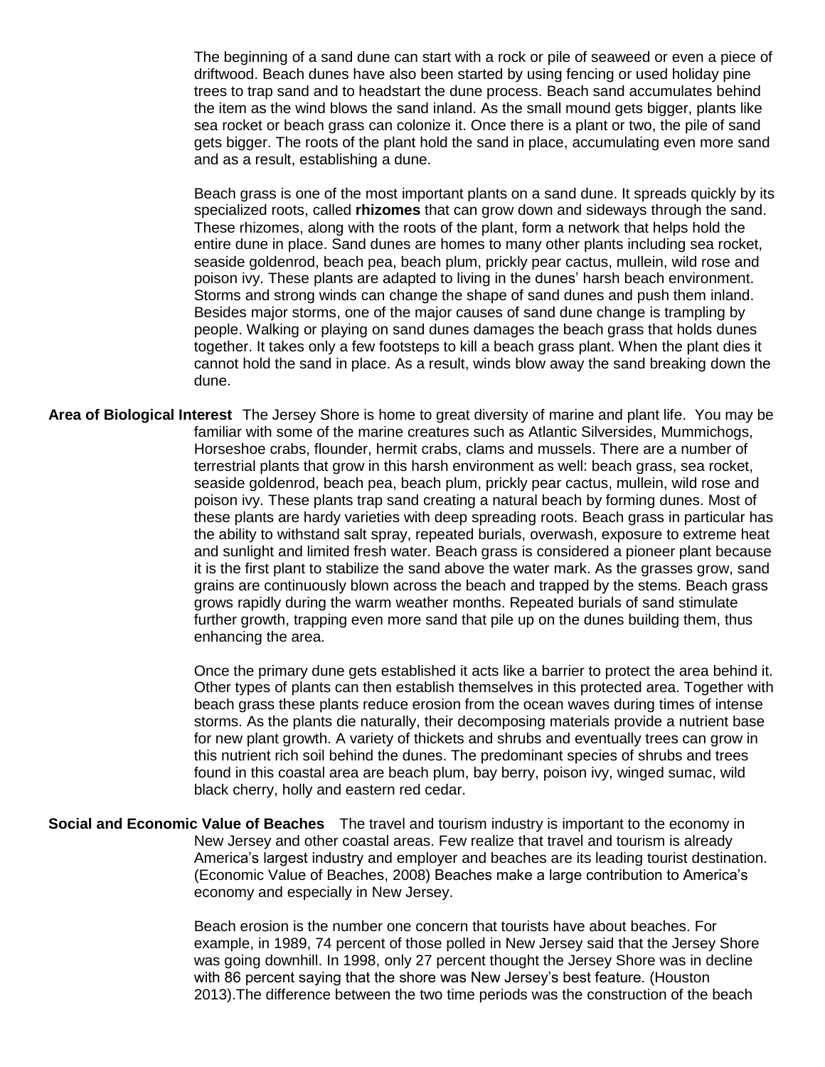The beginning of a sand dune can start with a rock or pile of seaweed or even a piece of driftwood. Beach dunes have also been started by using fencing or used holiday pine trees to trap sand and to headstart the dune process. Beach sand accumulates behind the item as the wind blows the sand inland. As the small mound gets bigger, plants like sea rocket or beach grass can colonize it. Once there is a plant or two, the pile of sand gets bigger. The roots of the plant hold the sand in place, accumulating even more sand and as a result, establishing a dune.

Beach grass is one of the most important plants on a sand dune. It spreads quickly by its specialized roots, called **rhizomes** that can grow down and sideways through the sand. These rhizomes, along with the roots of the plant, form a network that helps hold the entire dune in place. Sand dunes are homes to many other plants including sea rocket, seaside goldenrod, beach pea, beach plum, prickly pear cactus, mullein, wild rose and poison ivy. These plants are adapted to living in the dunes' harsh beach environment. Storms and strong winds can change the shape of sand dunes and push them inland. Besides major storms, one of the major causes of sand dune change is trampling by people. Walking or playing on sand dunes damages the beach grass that holds dunes together. It takes only a few footsteps to kill a beach grass plant. When the plant dies it cannot hold the sand in place. As a result, winds blow away the sand breaking down the dune.

**Area of Biological Interest** The Jersey Shore is home to great diversity of marine and plant life. You may be familiar with some of the marine creatures such as Atlantic Silversides, Mummichogs, Horseshoe crabs, flounder, hermit crabs, clams and mussels. There are a number of terrestrial plants that grow in this harsh environment as well: beach grass, sea rocket, seaside goldenrod, beach pea, beach plum, prickly pear cactus, mullein, wild rose and poison ivy. These plants trap sand creating a natural beach by forming dunes. Most of these plants are hardy varieties with deep spreading roots. Beach grass in particular has the ability to withstand salt spray, repeated burials, overwash, exposure to extreme heat and sunlight and limited fresh water. Beach grass is considered a pioneer plant because it is the first plant to stabilize the sand above the water mark. As the grasses grow, sand grains are continuously blown across the beach and trapped by the stems. Beach grass grows rapidly during the warm weather months. Repeated burials of sand stimulate further growth, trapping even more sand that pile up on the dunes building them, thus enhancing the area.

Once the primary dune gets established it acts like a barrier to protect the area behind it. Other types of plants can then establish themselves in this protected area. Together with beach grass these plants reduce erosion from the ocean waves during times of intense storms. As the plants die naturally, their decomposing materials provide a nutrient base for new plant growth. A variety of thickets and shrubs and eventually trees can grow in this nutrient rich soil behind the dunes. The predominant species of shrubs and trees found in this coastal area are beach plum, bay berry, poison ivy, winged sumac, wild black cherry, holly and eastern red cedar.

**Social and Economic Value of Beaches** The travel and tourism industry is important to the economy in New Jersey and other coastal areas. Few realize that travel and tourism is already America's largest industry and employer and beaches are its leading tourist destination. (Economic Value of Beaches, 2008) Beaches make a large contribution to America's economy and especially in New Jersey.

Beach erosion is the number one concern that tourists have about beaches. For example, in 1989, 74 percent of those polled in New Jersey said that the Jersey Shore was going downhill. In 1998, only 27 percent thought the Jersey Shore was in decline with 86 percent saying that the shore was New Jersey's best feature. (Houston 2013).The difference between the two time periods was the construction of the beach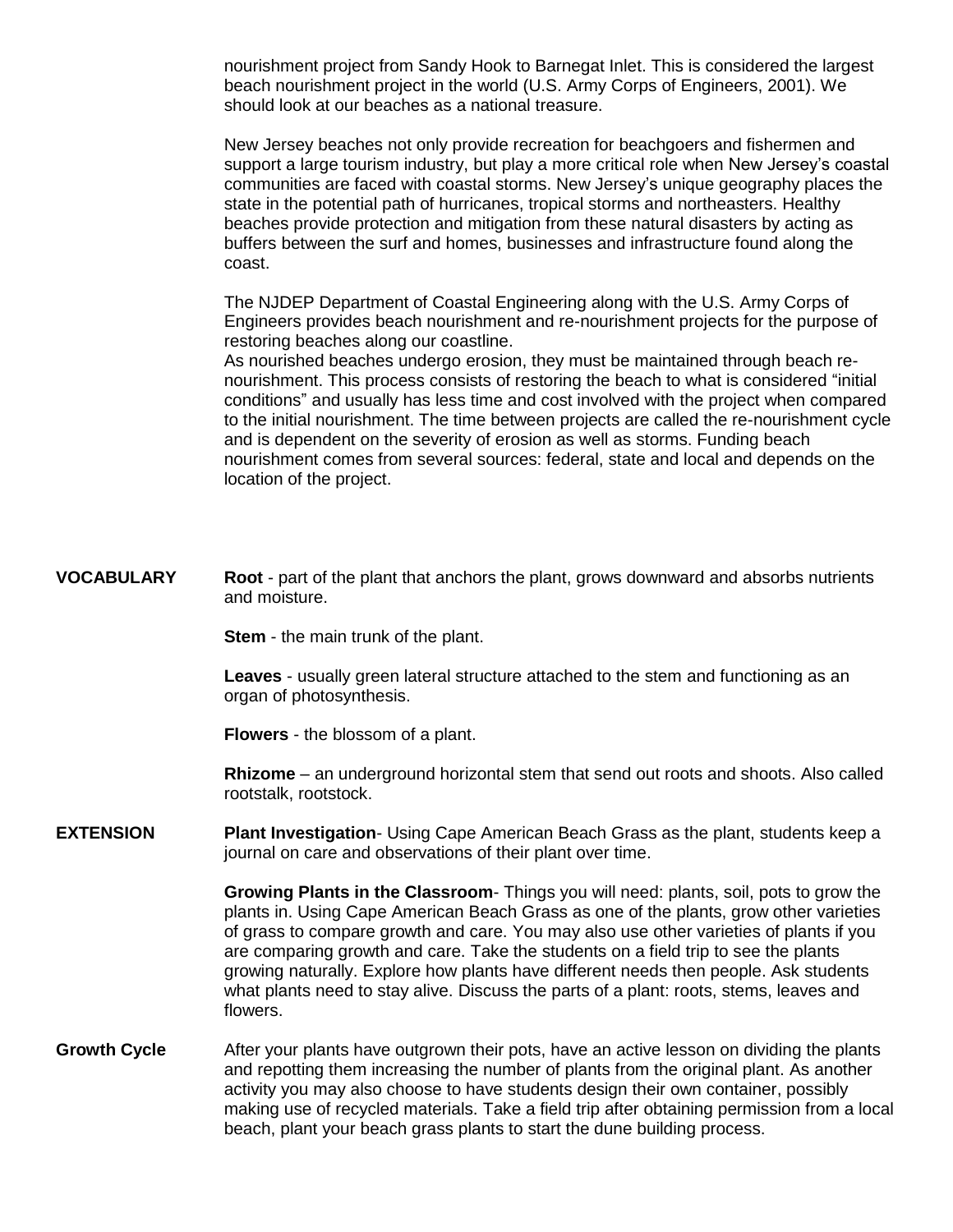nourishment project from Sandy Hook to Barnegat Inlet. This is considered the largest beach nourishment project in the world (U.S. Army Corps of Engineers, 2001). We should look at our beaches as a national treasure.

New Jersey beaches not only provide recreation for beachgoers and fishermen and support a large tourism industry, but play a more critical role when New Jersey's coastal communities are faced with coastal storms. New Jersey's unique geography places the state in the potential path of hurricanes, tropical storms and northeasters. Healthy beaches provide protection and mitigation from these natural disasters by acting as buffers between the surf and homes, businesses and infrastructure found along the coast.

The NJDEP Department of Coastal Engineering along with the U.S. Army Corps of Engineers provides beach nourishment and re-nourishment projects for the purpose of restoring beaches along our coastline.
As nourished beaches undergo erosion, they must be maintained through beach re-nourishment. This process consists of restoring the beach to what is considered "initial conditions" and usually has less time and cost involved with the project when compared to the initial nourishment. The time between projects are called the re-nourishment cycle and is dependent on the severity of erosion as well as storms. Funding beach nourishment comes from several sources: federal, state and local and depends on the location of the project.

**VOCABULARY**

**Root** - part of the plant that anchors the plant, grows downward and absorbs nutrients and moisture.

**Stem** - the main trunk of the plant.

**Leaves** - usually green lateral structure attached to the stem and functioning as an organ of photosynthesis.

**Flowers** - the blossom of a plant.

**Rhizome** – an underground horizontal stem that send out roots and shoots. Also called rootstalk, rootstock.

**EXTENSION**

**Plant Investigation**- Using Cape American Beach Grass as the plant, students keep a journal on care and observations of their plant over time.

**Growing Plants in the Classroom**- Things you will need: plants, soil, pots to grow the plants in. Using Cape American Beach Grass as one of the plants, grow other varieties of grass to compare growth and care. You may also use other varieties of plants if you are comparing growth and care. Take the students on a field trip to see the plants growing naturally. Explore how plants have different needs then people. Ask students what plants need to stay alive. Discuss the parts of a plant: roots, stems, leaves and flowers.

**Growth Cycle**

After your plants have outgrown their pots, have an active lesson on dividing the plants and repotting them increasing the number of plants from the original plant. As another activity you may also choose to have students design their own container, possibly making use of recycled materials. Take a field trip after obtaining permission from a local beach, plant your beach grass plants to start the dune building process.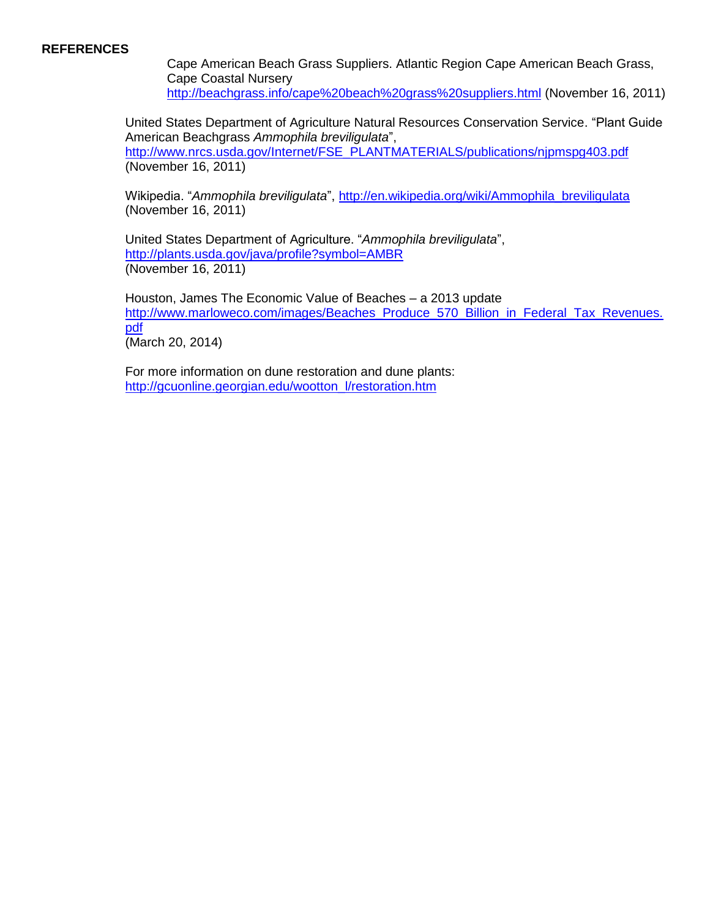**REFERENCES**

Cape American Beach Grass Suppliers. Atlantic Region Cape American Beach Grass, Cape Coastal Nursery
http://beachgrass.info/cape%20beach%20grass%20suppliers.html (November 16, 2011)

United States Department of Agriculture Natural Resources Conservation Service. "Plant Guide American Beachgrass *Ammophila breviligulata*",
http://www.nrcs.usda.gov/Internet/FSE_PLANTMATERIALS/publications/njpmspg403.pdf
(November 16, 2011)

Wikipedia. "*Ammophila breviligulata*", http://en.wikipedia.org/wiki/Ammophila_breviligulata
(November 16, 2011)

United States Department of Agriculture. "*Ammophila breviligulata*",
http://plants.usda.gov/java/profile?symbol=AMBR
(November 16, 2011)

Houston, James The Economic Value of Beaches – a 2013 update
http://www.marloweco.com/images/Beaches_Produce_570_Billion_in_Federal_Tax_Revenues.pdf
(March 20, 2014)

For more information on dune restoration and dune plants:
http://gcuonline.georgian.edu/wootton_l/restoration.htm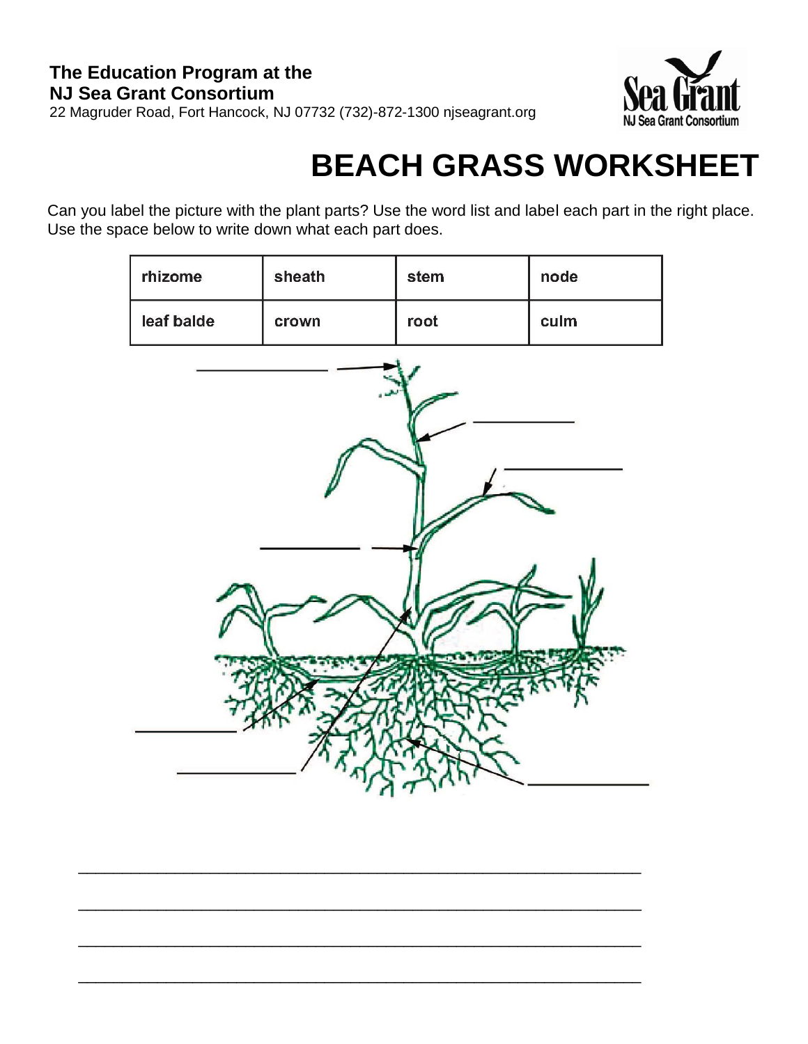**The Education Program at the**
**NJ Sea Grant Consortium**
22 Magruder Road, Fort Hancock, NJ 07732 (732)-872-1300 njseagrant.org

Sea Grant
NJ Sea Grant Consortium

# BEACH GRASS WORKSHEET

Can you label the picture with the plant parts? Use the word list and label each part in the right place. Use the space below to write down what each part does.

| rhizome | sheath | stem | node |
|---|---|---|---|
| leaf balde | crown | root | culm |

______________ →

__________

___________

__________ →

__________

__________

__________

______________________________________________________________

______________________________________________________________

______________________________________________________________

______________________________________________________________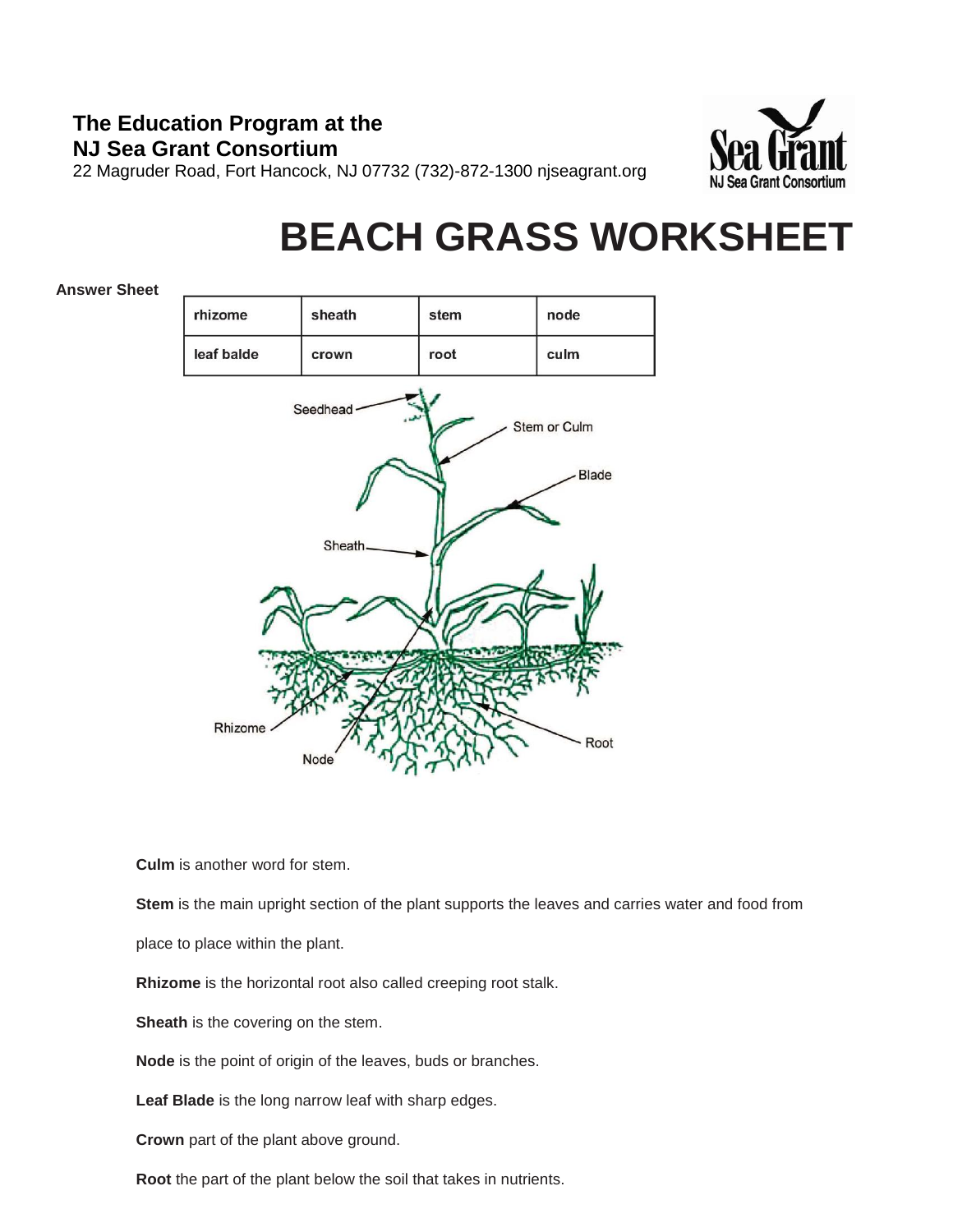**The Education Program at the**
**NJ Sea Grant Consortium**
22 Magruder Road, Fort Hancock, NJ 07732 (732)-872-1300 njseagrant.org

# BEACH GRASS WORKSHEET

**Answer Sheet**

| | | | |
|---|---|---|---|
| rhizome | sheath | stem | node |
| leaf balde | crown | root | culm |

Seedhead
Stem or Culm
Blade
Sheath
Rhizome
Node
Root

**Culm** is another word for stem.

**Stem** is the main upright section of the plant supports the leaves and carries water and food from place to place within the plant.

**Rhizome** is the horizontal root also called creeping root stalk.

**Sheath** is the covering on the stem.

**Node** is the point of origin of the leaves, buds or branches.

**Leaf Blade** is the long narrow leaf with sharp edges.

**Crown** part of the plant above ground.

**Root** the part of the plant below the soil that takes in nutrients.